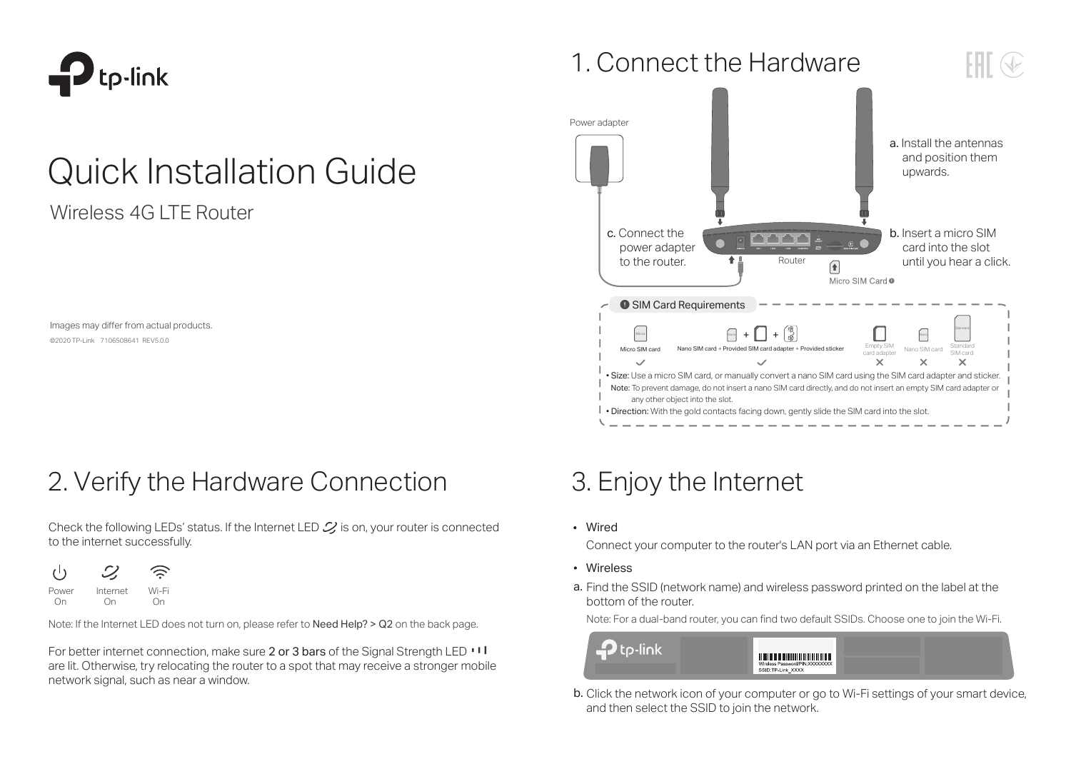tp-link

# Quick Installation Guide

Wireless 4G LTE Router

Images may differ from actual products.

©2020 TP-Link 7106508641 REV5.0.0

## 1. Connect the Hardware

Power adapter

a. Install the antennas and position them upwards.

b. Insert a micro SIM card into the slot until you hear a click.

c. Connect the power adapter to the router.

Router

Micro SIM Card

**SIM Card Requirements**

| Micro SIM card | Nano SIM card + Provided SIM card adapter + Provided sticker | Empty SIM card adapter | Nano SIM card | Standard SIM card |
|---|---|---|---|---|
| ✓ | ✓ | ✕ | ✕ | ✕ |

- **Size:** Use a micro SIM card, or manually convert a nano SIM card using the SIM card adapter and sticker.
  **Note:** To prevent damage, do not insert a nano SIM card directly, and do not insert an empty SIM card adapter or any other object into the slot.
- **Direction:** With the gold contacts facing down, gently slide the SIM card into the slot.

## 2. Verify the Hardware Connection

Check the following LEDs' status. If the Internet LED is on, your router is connected to the internet successfully.

| Power | Internet | Wi-Fi |
|---|---|---|
| On | On | On |

Note: If the Internet LED does not turn on, please refer to **Need Help? > Q2** on the back page.

For better internet connection, make sure **2 or 3 bars** of the Signal Strength LED are lit. Otherwise, try relocating the router to a spot that may receive a stronger mobile network signal, such as near a window.

## 3. Enjoy the Internet

- Wired

  Connect your computer to the router's LAN port via an Ethernet cable.

- Wireless

a. Find the SSID (network name) and wireless password printed on the label at the bottom of the router.

Note: For a dual-band router, you can find two default SSIDs. Choose one to join the Wi-Fi.

Wireless Password/PIN:XXXXXXXX
SSID:TP-Link_XXXX

b. Click the network icon of your computer or go to Wi-Fi settings of your smart device, and then select the SSID to join the network.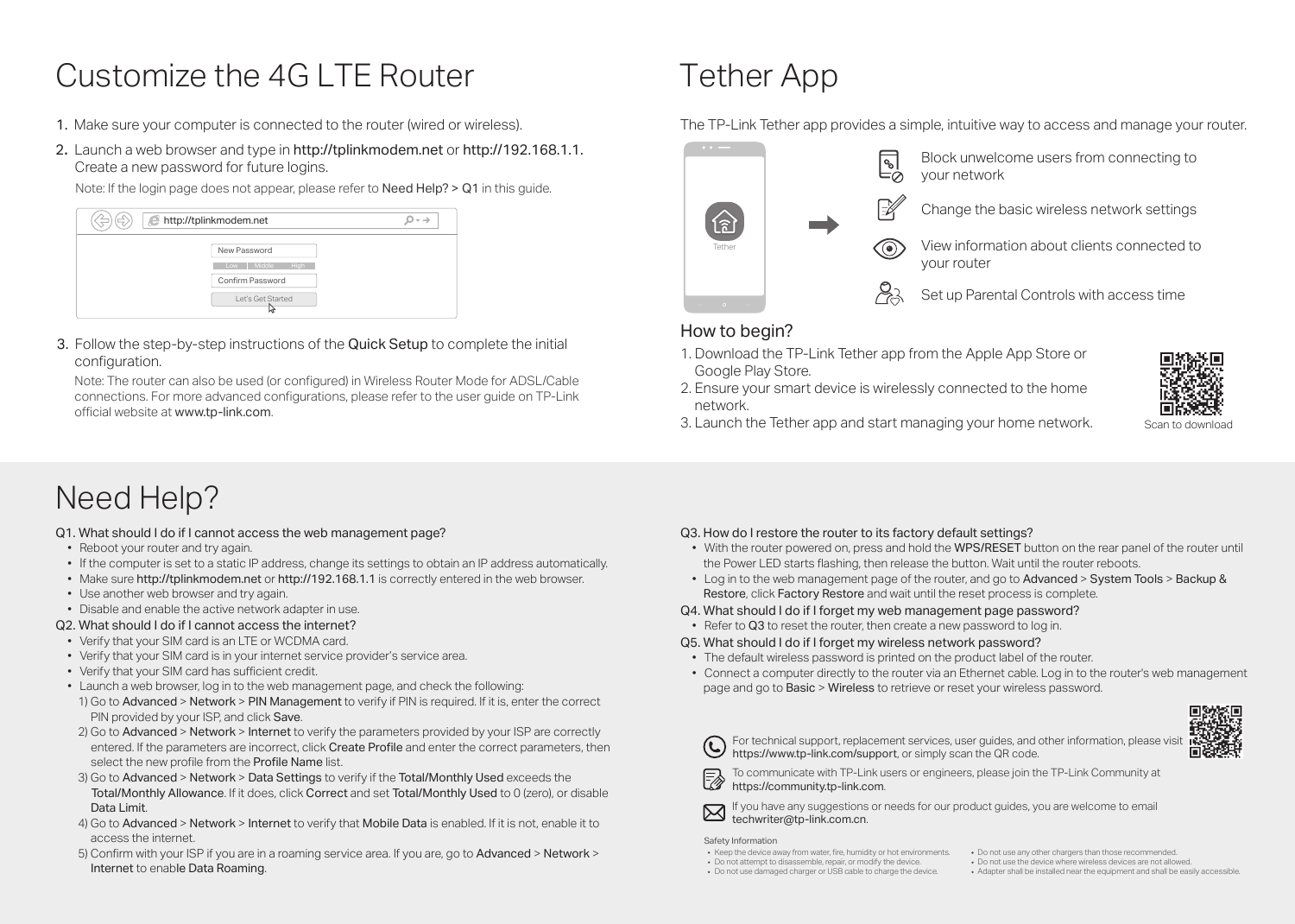# Customize the 4G LTE Router

1. Make sure your computer is connected to the router (wired or wireless).
2. Launch a web browser and type in http://tplinkmodem.net or http://192.168.1.1. Create a new password for future logins.

   Note: If the login page does not appear, please refer to Need Help? > Q1 in this guide.

   http://tplinkmodem.net

   New Password

   Low Middle High

   Confirm Password

   Let's Get Started

3. Follow the step-by-step instructions of the Quick Setup to complete the initial configuration.

   Note: The router can also be used (or configured) in Wireless Router Mode for ADSL/Cable connections. For more advanced configurations, please refer to the user guide on TP-Link official website at www.tp-link.com.

# Tether App

The TP-Link Tether app provides a simple, intuitive way to access and manage your router.

Tether

- Block unwelcome users from connecting to your network
- Change the basic wireless network settings
- View information about clients connected to your router
- Set up Parental Controls with access time

## How to begin?

1. Download the TP-Link Tether app from the Apple App Store or Google Play Store.
2. Ensure your smart device is wirelessly connected to the home network.
3. Launch the Tether app and start managing your home network.

Scan to download

# Need Help?

Q1. What should I do if I cannot access the web management page?

- Reboot your router and try again.
- If the computer is set to a static IP address, change its settings to obtain an IP address automatically.
- Make sure http://tplinkmodem.net or http://192.168.1.1 is correctly entered in the web browser.
- Use another web browser and try again.
- Disable and enable the active network adapter in use.

Q2. What should I do if I cannot access the internet?

- Verify that your SIM card is an LTE or WCDMA card.
- Verify that your SIM card is in your internet service provider's service area.
- Verify that your SIM card has sufficient credit.
- Launch a web browser, log in to the web management page, and check the following:
  1) Go to Advanced > Network > PIN Management to verify if PIN is required. If it is, enter the correct PIN provided by your ISP, and click Save.
  2) Go to Advanced > Network > Internet to verify the parameters provided by your ISP are correctly entered. If the parameters are incorrect, click Create Profile and enter the correct parameters, then select the new profile from the Profile Name list.
  3) Go to Advanced > Network > Data Settings to verify if the Total/Monthly Used exceeds the Total/Monthly Allowance. If it does, click Correct and set Total/Monthly Used to 0 (zero), or disable Data Limit.
  4) Go to Advanced > Network > Internet to verify that Mobile Data is enabled. If it is not, enable it to access the internet.
  5) Confirm with your ISP if you are in a roaming service area. If you are, go to Advanced > Network > Internet to enable Data Roaming.

Q3. How do I restore the router to its factory default settings?

- With the router powered on, press and hold the WPS/RESET button on the rear panel of the router until the Power LED starts flashing, then release the button. Wait until the router reboots.
- Log in to the web management page of the router, and go to Advanced > System Tools > Backup & Restore, click Factory Restore and wait until the reset process is complete.

Q4. What should I do if I forget my web management page password?

- Refer to Q3 to reset the router, then create a new password to log in.

Q5. What should I do if I forget my wireless network password?

- The default wireless password is printed on the product label of the router.
- Connect a computer directly to the router via an Ethernet cable. Log in to the router's web management page and go to Basic > Wireless to retrieve or reset your wireless password.

For technical support, replacement services, user guides, and other information, please visit https://www.tp-link.com/support, or simply scan the QR code.

To communicate with TP-Link users or engineers, please join the TP-Link Community at https://community.tp-link.com.

If you have any suggestions or needs for our product guides, you are welcome to email techwriter@tp-link.com.cn.

Safety Information

- Keep the device away from water, fire, humidity or hot environments.
- Do not attempt to disassemble, repair, or modify the device.
- Do not use damaged charger or USB cable to charge the device.
- Do not use any other chargers than those recommended.
- Do not use the device where wireless devices are not allowed.
- Adapter shall be installed near the equipment and shall be easily accessible.